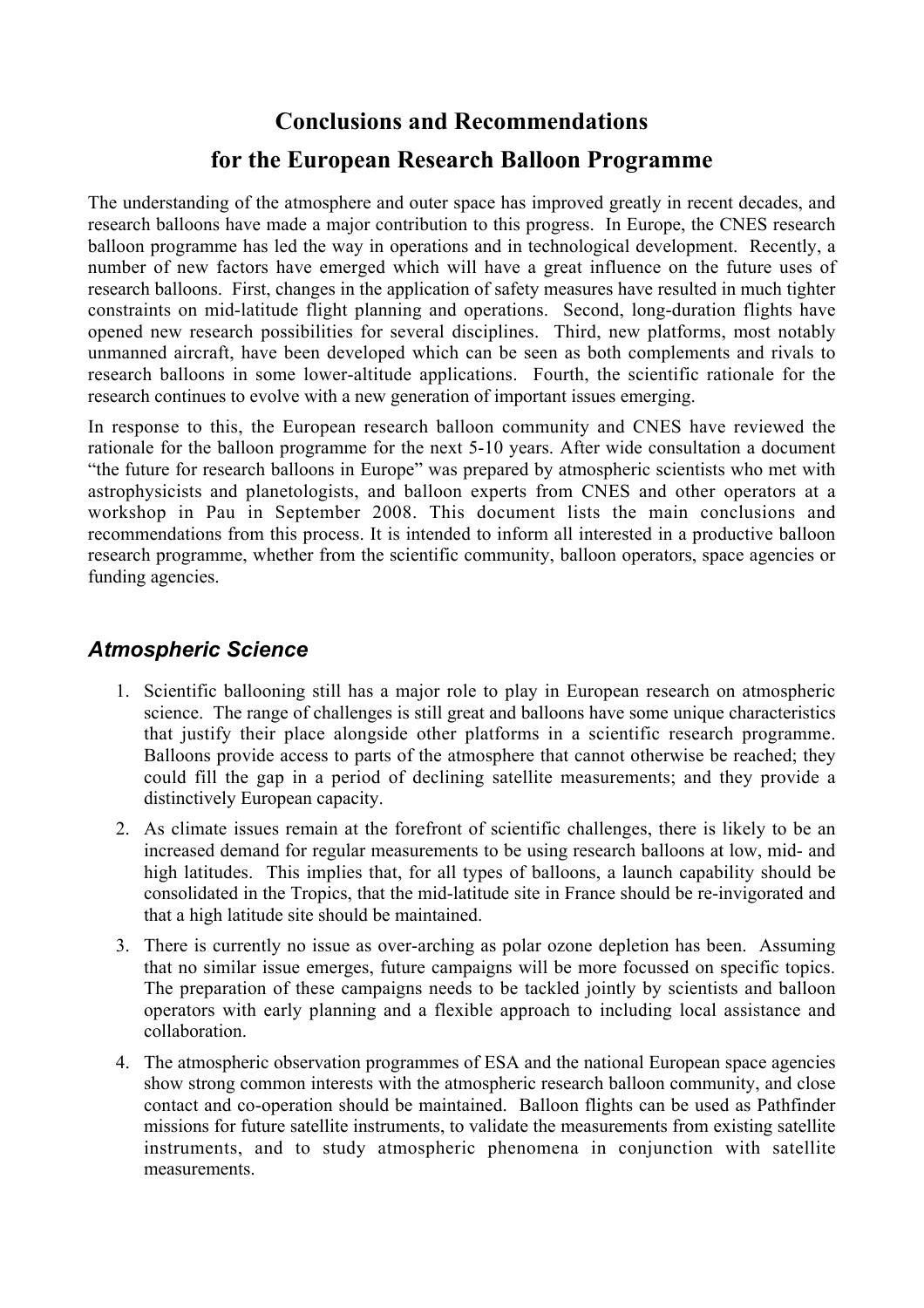# Conclusions and Recommendations
# for the European Research Balloon Programme

The understanding of the atmosphere and outer space has improved greatly in recent decades, and research balloons have made a major contribution to this progress. In Europe, the CNES research balloon programme has led the way in operations and in technological development. Recently, a number of new factors have emerged which will have a great influence on the future uses of research balloons. First, changes in the application of safety measures have resulted in much tighter constraints on mid-latitude flight planning and operations. Second, long-duration flights have opened new research possibilities for several disciplines. Third, new platforms, most notably unmanned aircraft, have been developed which can be seen as both complements and rivals to research balloons in some lower-altitude applications. Fourth, the scientific rationale for the research continues to evolve with a new generation of important issues emerging.

In response to this, the European research balloon community and CNES have reviewed the rationale for the balloon programme for the next 5-10 years. After wide consultation a document "the future for research balloons in Europe" was prepared by atmospheric scientists who met with astrophysicists and planetologists, and balloon experts from CNES and other operators at a workshop in Pau in September 2008. This document lists the main conclusions and recommendations from this process. It is intended to inform all interested in a productive balloon research programme, whether from the scientific community, balloon operators, space agencies or funding agencies.

## *Atmospheric Science*

1. Scientific ballooning still has a major role to play in European research on atmospheric science. The range of challenges is still great and balloons have some unique characteristics that justify their place alongside other platforms in a scientific research programme. Balloons provide access to parts of the atmosphere that cannot otherwise be reached; they could fill the gap in a period of declining satellite measurements; and they provide a distinctively European capacity.
2. As climate issues remain at the forefront of scientific challenges, there is likely to be an increased demand for regular measurements to be using research balloons at low, mid- and high latitudes. This implies that, for all types of balloons, a launch capability should be consolidated in the Tropics, that the mid-latitude site in France should be re-invigorated and that a high latitude site should be maintained.
3. There is currently no issue as over-arching as polar ozone depletion has been. Assuming that no similar issue emerges, future campaigns will be more focussed on specific topics. The preparation of these campaigns needs to be tackled jointly by scientists and balloon operators with early planning and a flexible approach to including local assistance and collaboration.
4. The atmospheric observation programmes of ESA and the national European space agencies show strong common interests with the atmospheric research balloon community, and close contact and co-operation should be maintained. Balloon flights can be used as Pathfinder missions for future satellite instruments, to validate the measurements from existing satellite instruments, and to study atmospheric phenomena in conjunction with satellite measurements.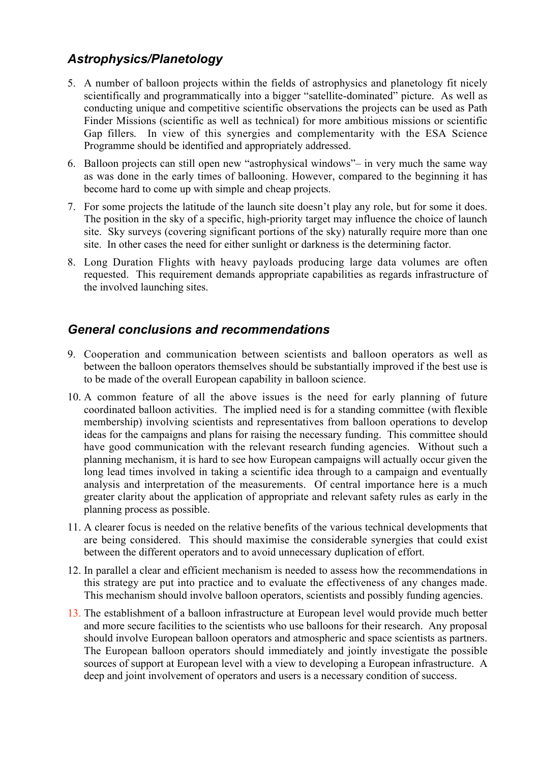## *Astrophysics/Planetology*

5. A number of balloon projects within the fields of astrophysics and planetology fit nicely scientifically and programmatically into a bigger "satellite-dominated" picture. As well as conducting unique and competitive scientific observations the projects can be used as Path Finder Missions (scientific as well as technical) for more ambitious missions or scientific Gap fillers. In view of this synergies and complementarity with the ESA Science Programme should be identified and appropriately addressed.
6. Balloon projects can still open new "astrophysical windows"– in very much the same way as was done in the early times of ballooning. However, compared to the beginning it has become hard to come up with simple and cheap projects.
7. For some projects the latitude of the launch site doesn't play any role, but for some it does. The position in the sky of a specific, high-priority target may influence the choice of launch site. Sky surveys (covering significant portions of the sky) naturally require more than one site. In other cases the need for either sunlight or darkness is the determining factor.
8. Long Duration Flights with heavy payloads producing large data volumes are often requested. This requirement demands appropriate capabilities as regards infrastructure of the involved launching sites.

## *General conclusions and recommendations*

9. Cooperation and communication between scientists and balloon operators as well as between the balloon operators themselves should be substantially improved if the best use is to be made of the overall European capability in balloon science.
10. A common feature of all the above issues is the need for early planning of future coordinated balloon activities. The implied need is for a standing committee (with flexible membership) involving scientists and representatives from balloon operations to develop ideas for the campaigns and plans for raising the necessary funding. This committee should have good communication with the relevant research funding agencies. Without such a planning mechanism, it is hard to see how European campaigns will actually occur given the long lead times involved in taking a scientific idea through to a campaign and eventually analysis and interpretation of the measurements. Of central importance here is a much greater clarity about the application of appropriate and relevant safety rules as early in the planning process as possible.
11. A clearer focus is needed on the relative benefits of the various technical developments that are being considered. This should maximise the considerable synergies that could exist between the different operators and to avoid unnecessary duplication of effort.
12. In parallel a clear and efficient mechanism is needed to assess how the recommendations in this strategy are put into practice and to evaluate the effectiveness of any changes made. This mechanism should involve balloon operators, scientists and possibly funding agencies.
13. The establishment of a balloon infrastructure at European level would provide much better and more secure facilities to the scientists who use balloons for their research. Any proposal should involve European balloon operators and atmospheric and space scientists as partners. The European balloon operators should immediately and jointly investigate the possible sources of support at European level with a view to developing a European infrastructure. A deep and joint involvement of operators and users is a necessary condition of success.